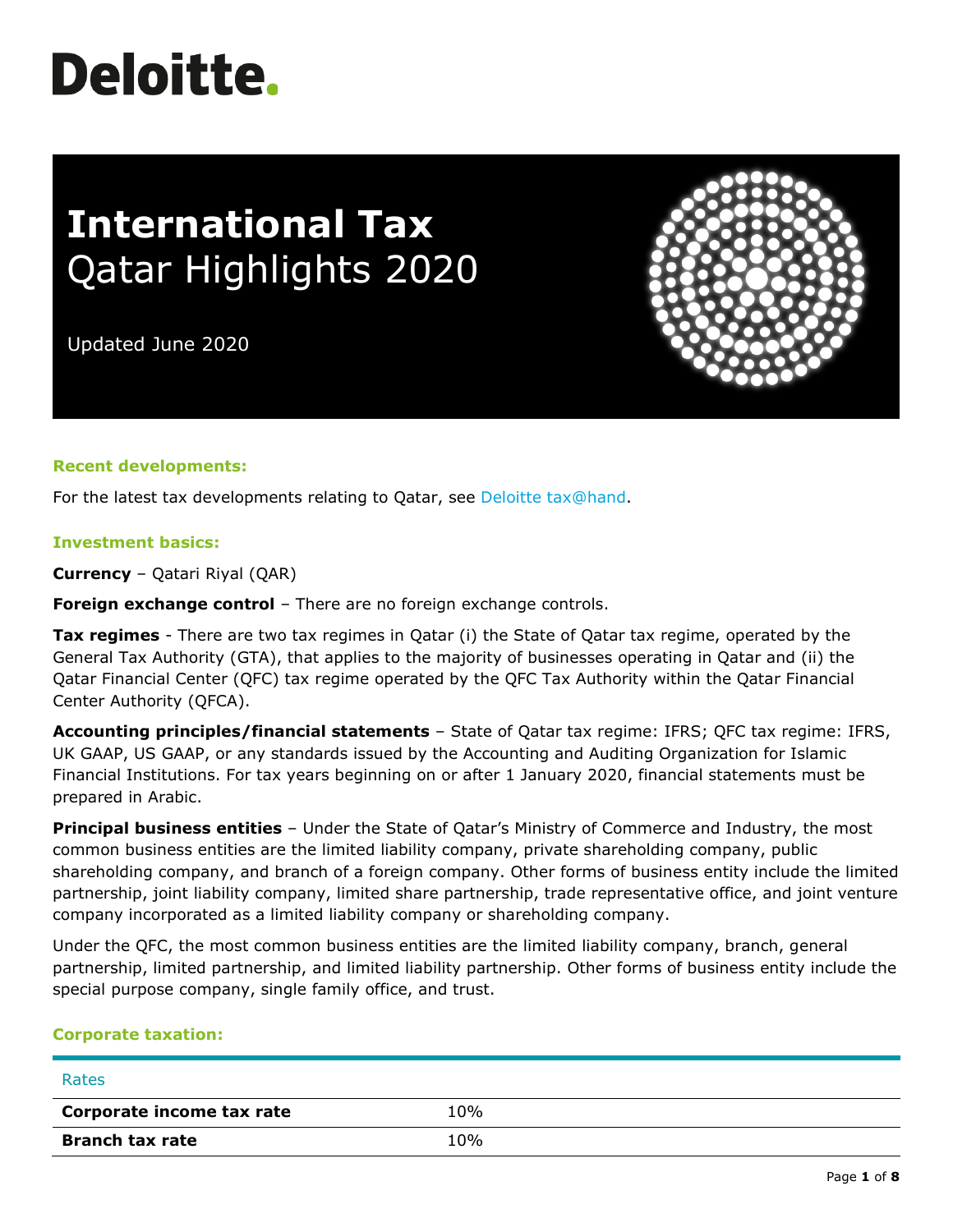Deloitte.

# International Tax
## Qatar Highlights 2020

Updated June 2020

### Recent developments:

For the latest tax developments relating to Qatar, see Deloitte tax@hand.

### Investment basics:

**Currency** – Qatari Riyal (QAR)

**Foreign exchange control** – There are no foreign exchange controls.

**Tax regimes** - There are two tax regimes in Qatar (i) the State of Qatar tax regime, operated by the General Tax Authority (GTA), that applies to the majority of businesses operating in Qatar and (ii) the Qatar Financial Center (QFC) tax regime operated by the QFC Tax Authority within the Qatar Financial Center Authority (QFCA).

**Accounting principles/financial statements** – State of Qatar tax regime: IFRS; QFC tax regime: IFRS, UK GAAP, US GAAP, or any standards issued by the Accounting and Auditing Organization for Islamic Financial Institutions. For tax years beginning on or after 1 January 2020, financial statements must be prepared in Arabic.

**Principal business entities** – Under the State of Qatar's Ministry of Commerce and Industry, the most common business entities are the limited liability company, private shareholding company, public shareholding company, and branch of a foreign company. Other forms of business entity include the limited partnership, joint liability company, limited share partnership, trade representative office, and joint venture company incorporated as a limited liability company or shareholding company.

Under the QFC, the most common business entities are the limited liability company, branch, general partnership, limited partnership, and limited liability partnership. Other forms of business entity include the special purpose company, single family office, and trust.

### Corporate taxation:

| Rates | |
|---|---|
| **Corporate income tax rate** | 10% |
| **Branch tax rate** | 10% |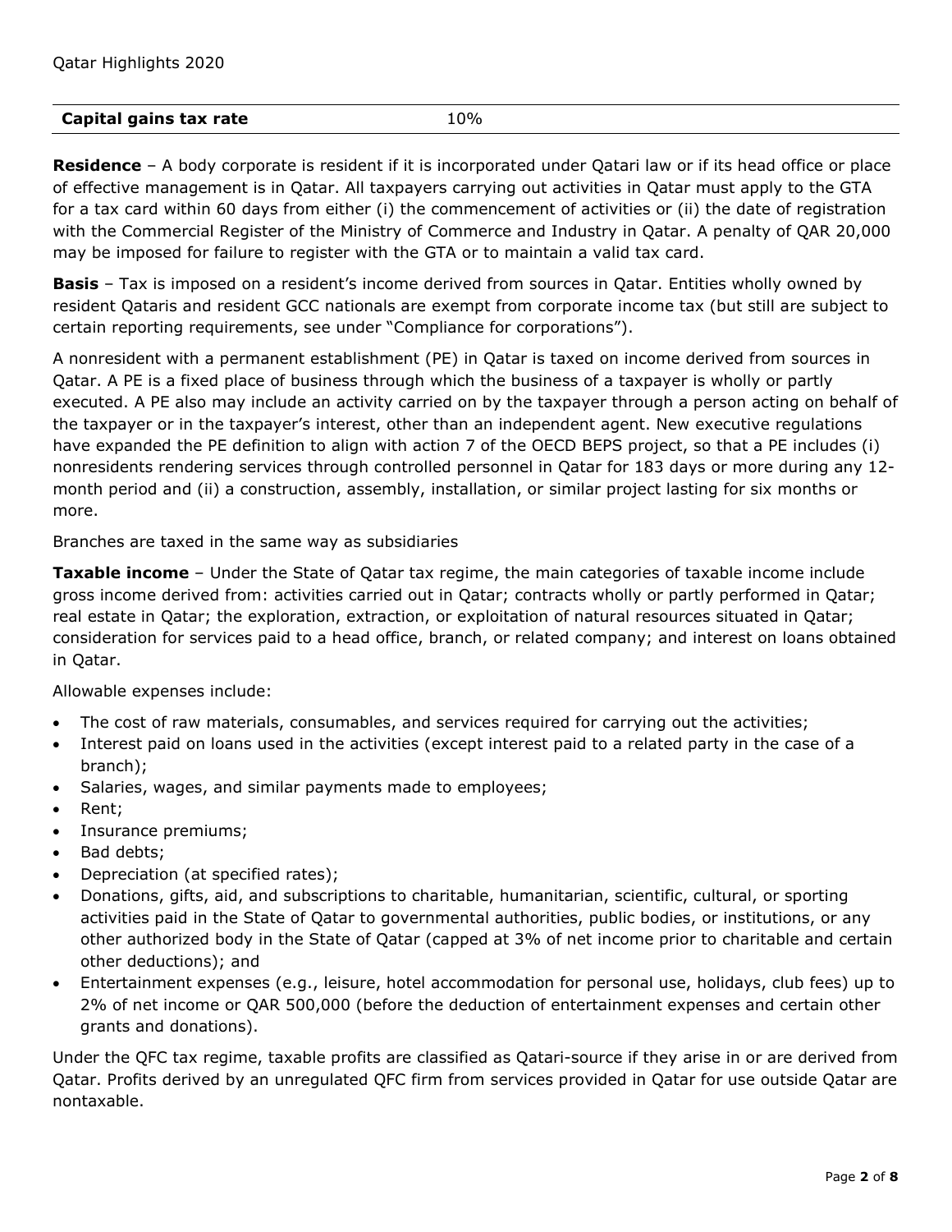| Capital gains tax rate | 10% |
|---|---|

**Residence** – A body corporate is resident if it is incorporated under Qatari law or if its head office or place of effective management is in Qatar. All taxpayers carrying out activities in Qatar must apply to the GTA for a tax card within 60 days from either (i) the commencement of activities or (ii) the date of registration with the Commercial Register of the Ministry of Commerce and Industry in Qatar. A penalty of QAR 20,000 may be imposed for failure to register with the GTA or to maintain a valid tax card.

**Basis** – Tax is imposed on a resident's income derived from sources in Qatar. Entities wholly owned by resident Qataris and resident GCC nationals are exempt from corporate income tax (but still are subject to certain reporting requirements, see under "Compliance for corporations").

A nonresident with a permanent establishment (PE) in Qatar is taxed on income derived from sources in Qatar. A PE is a fixed place of business through which the business of a taxpayer is wholly or partly executed. A PE also may include an activity carried on by the taxpayer through a person acting on behalf of the taxpayer or in the taxpayer's interest, other than an independent agent. New executive regulations have expanded the PE definition to align with action 7 of the OECD BEPS project, so that a PE includes (i) nonresidents rendering services through controlled personnel in Qatar for 183 days or more during any 12-month period and (ii) a construction, assembly, installation, or similar project lasting for six months or more.

Branches are taxed in the same way as subsidiaries

**Taxable income** – Under the State of Qatar tax regime, the main categories of taxable income include gross income derived from: activities carried out in Qatar; contracts wholly or partly performed in Qatar; real estate in Qatar; the exploration, extraction, or exploitation of natural resources situated in Qatar; consideration for services paid to a head office, branch, or related company; and interest on loans obtained in Qatar.

Allowable expenses include:

- The cost of raw materials, consumables, and services required for carrying out the activities;
- Interest paid on loans used in the activities (except interest paid to a related party in the case of a branch);
- Salaries, wages, and similar payments made to employees;
- Rent;
- Insurance premiums;
- Bad debts;
- Depreciation (at specified rates);
- Donations, gifts, aid, and subscriptions to charitable, humanitarian, scientific, cultural, or sporting activities paid in the State of Qatar to governmental authorities, public bodies, or institutions, or any other authorized body in the State of Qatar (capped at 3% of net income prior to charitable and certain other deductions); and
- Entertainment expenses (e.g., leisure, hotel accommodation for personal use, holidays, club fees) up to 2% of net income or QAR 500,000 (before the deduction of entertainment expenses and certain other grants and donations).

Under the QFC tax regime, taxable profits are classified as Qatari-source if they arise in or are derived from Qatar. Profits derived by an unregulated QFC firm from services provided in Qatar for use outside Qatar are nontaxable.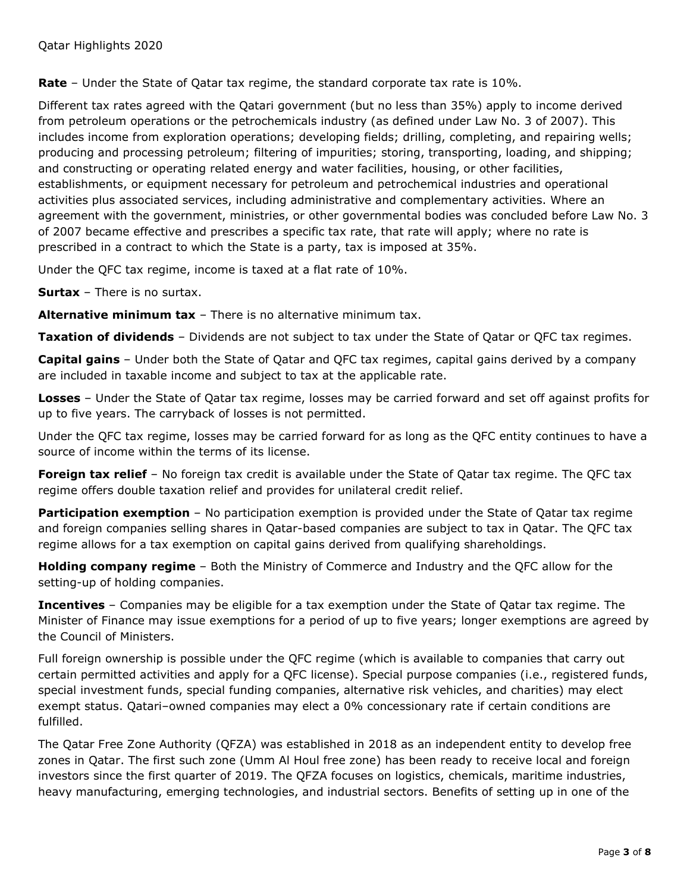**Rate** – Under the State of Qatar tax regime, the standard corporate tax rate is 10%.

Different tax rates agreed with the Qatari government (but no less than 35%) apply to income derived from petroleum operations or the petrochemicals industry (as defined under Law No. 3 of 2007). This includes income from exploration operations; developing fields; drilling, completing, and repairing wells; producing and processing petroleum; filtering of impurities; storing, transporting, loading, and shipping; and constructing or operating related energy and water facilities, housing, or other facilities, establishments, or equipment necessary for petroleum and petrochemical industries and operational activities plus associated services, including administrative and complementary activities. Where an agreement with the government, ministries, or other governmental bodies was concluded before Law No. 3 of 2007 became effective and prescribes a specific tax rate, that rate will apply; where no rate is prescribed in a contract to which the State is a party, tax is imposed at 35%.

Under the QFC tax regime, income is taxed at a flat rate of 10%.

**Surtax** – There is no surtax.

**Alternative minimum tax** – There is no alternative minimum tax.

**Taxation of dividends** – Dividends are not subject to tax under the State of Qatar or QFC tax regimes.

**Capital gains** – Under both the State of Qatar and QFC tax regimes, capital gains derived by a company are included in taxable income and subject to tax at the applicable rate.

**Losses** – Under the State of Qatar tax regime, losses may be carried forward and set off against profits for up to five years. The carryback of losses is not permitted.

Under the QFC tax regime, losses may be carried forward for as long as the QFC entity continues to have a source of income within the terms of its license.

**Foreign tax relief** – No foreign tax credit is available under the State of Qatar tax regime. The QFC tax regime offers double taxation relief and provides for unilateral credit relief.

**Participation exemption** – No participation exemption is provided under the State of Qatar tax regime and foreign companies selling shares in Qatar-based companies are subject to tax in Qatar. The QFC tax regime allows for a tax exemption on capital gains derived from qualifying shareholdings.

**Holding company regime** – Both the Ministry of Commerce and Industry and the QFC allow for the setting-up of holding companies.

**Incentives** – Companies may be eligible for a tax exemption under the State of Qatar tax regime. The Minister of Finance may issue exemptions for a period of up to five years; longer exemptions are agreed by the Council of Ministers.

Full foreign ownership is possible under the QFC regime (which is available to companies that carry out certain permitted activities and apply for a QFC license). Special purpose companies (i.e., registered funds, special investment funds, special funding companies, alternative risk vehicles, and charities) may elect exempt status. Qatari–owned companies may elect a 0% concessionary rate if certain conditions are fulfilled.

The Qatar Free Zone Authority (QFZA) was established in 2018 as an independent entity to develop free zones in Qatar. The first such zone (Umm Al Houl free zone) has been ready to receive local and foreign investors since the first quarter of 2019. The QFZA focuses on logistics, chemicals, maritime industries, heavy manufacturing, emerging technologies, and industrial sectors. Benefits of setting up in one of the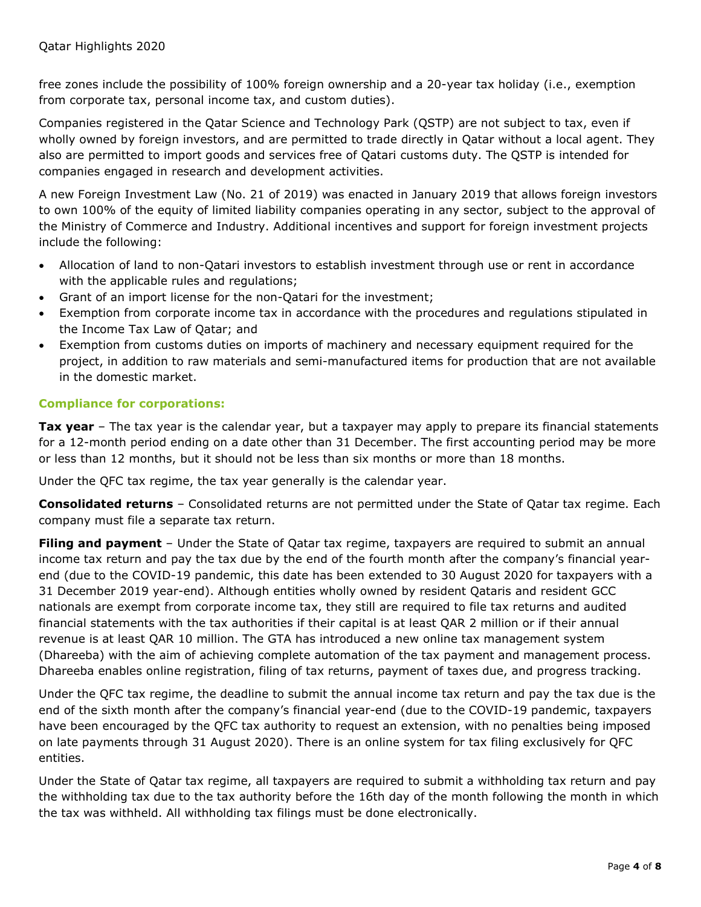free zones include the possibility of 100% foreign ownership and a 20-year tax holiday (i.e., exemption from corporate tax, personal income tax, and custom duties).

Companies registered in the Qatar Science and Technology Park (QSTP) are not subject to tax, even if wholly owned by foreign investors, and are permitted to trade directly in Qatar without a local agent. They also are permitted to import goods and services free of Qatari customs duty. The QSTP is intended for companies engaged in research and development activities.

A new Foreign Investment Law (No. 21 of 2019) was enacted in January 2019 that allows foreign investors to own 100% of the equity of limited liability companies operating in any sector, subject to the approval of the Ministry of Commerce and Industry. Additional incentives and support for foreign investment projects include the following:

- Allocation of land to non-Qatari investors to establish investment through use or rent in accordance with the applicable rules and regulations;
- Grant of an import license for the non-Qatari for the investment;
- Exemption from corporate income tax in accordance with the procedures and regulations stipulated in the Income Tax Law of Qatar; and
- Exemption from customs duties on imports of machinery and necessary equipment required for the project, in addition to raw materials and semi-manufactured items for production that are not available in the domestic market.

## Compliance for corporations:

**Tax year** – The tax year is the calendar year, but a taxpayer may apply to prepare its financial statements for a 12-month period ending on a date other than 31 December. The first accounting period may be more or less than 12 months, but it should not be less than six months or more than 18 months.

Under the QFC tax regime, the tax year generally is the calendar year.

**Consolidated returns** – Consolidated returns are not permitted under the State of Qatar tax regime. Each company must file a separate tax return.

**Filing and payment** – Under the State of Qatar tax regime, taxpayers are required to submit an annual income tax return and pay the tax due by the end of the fourth month after the company's financial year-end (due to the COVID-19 pandemic, this date has been extended to 30 August 2020 for taxpayers with a 31 December 2019 year-end). Although entities wholly owned by resident Qataris and resident GCC nationals are exempt from corporate income tax, they still are required to file tax returns and audited financial statements with the tax authorities if their capital is at least QAR 2 million or if their annual revenue is at least QAR 10 million. The GTA has introduced a new online tax management system (Dhareeba) with the aim of achieving complete automation of the tax payment and management process. Dhareeba enables online registration, filing of tax returns, payment of taxes due, and progress tracking.

Under the QFC tax regime, the deadline to submit the annual income tax return and pay the tax due is the end of the sixth month after the company's financial year-end (due to the COVID-19 pandemic, taxpayers have been encouraged by the QFC tax authority to request an extension, with no penalties being imposed on late payments through 31 August 2020). There is an online system for tax filing exclusively for QFC entities.

Under the State of Qatar tax regime, all taxpayers are required to submit a withholding tax return and pay the withholding tax due to the tax authority before the 16th day of the month following the month in which the tax was withheld. All withholding tax filings must be done electronically.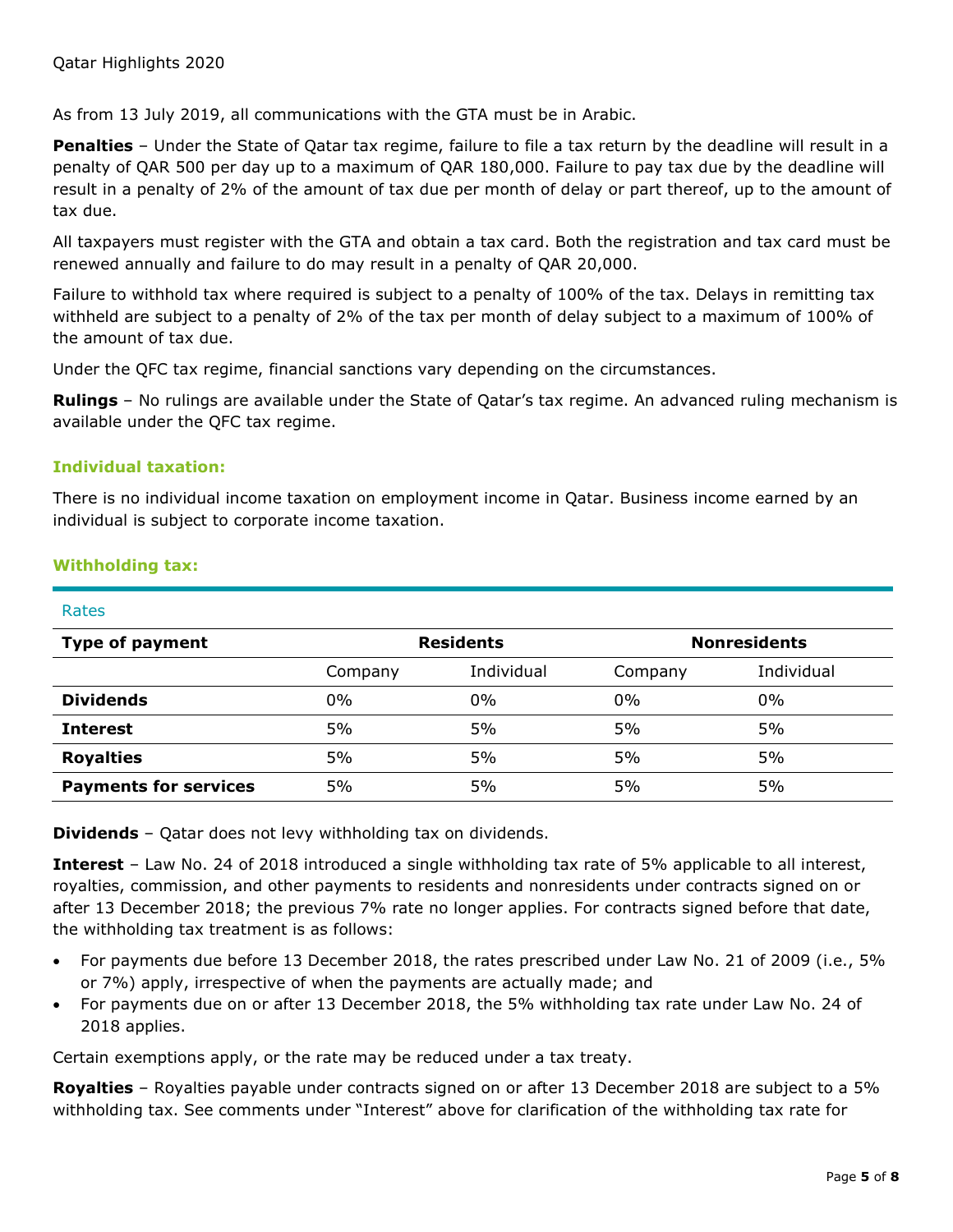As from 13 July 2019, all communications with the GTA must be in Arabic.

**Penalties** – Under the State of Qatar tax regime, failure to file a tax return by the deadline will result in a penalty of QAR 500 per day up to a maximum of QAR 180,000. Failure to pay tax due by the deadline will result in a penalty of 2% of the amount of tax due per month of delay or part thereof, up to the amount of tax due.

All taxpayers must register with the GTA and obtain a tax card. Both the registration and tax card must be renewed annually and failure to do may result in a penalty of QAR 20,000.

Failure to withhold tax where required is subject to a penalty of 100% of the tax. Delays in remitting tax withheld are subject to a penalty of 2% of the tax per month of delay subject to a maximum of 100% of the amount of tax due.

Under the QFC tax regime, financial sanctions vary depending on the circumstances.

**Rulings** – No rulings are available under the State of Qatar's tax regime. An advanced ruling mechanism is available under the QFC tax regime.

## Individual taxation:

There is no individual income taxation on employment income in Qatar. Business income earned by an individual is subject to corporate income taxation.

## Withholding tax:

Rates

| Type of payment | Residents | | Nonresidents | |
|---|---|---|---|---|
| | Company | Individual | Company | Individual |
| **Dividends** | 0% | 0% | 0% | 0% |
| **Interest** | 5% | 5% | 5% | 5% |
| **Royalties** | 5% | 5% | 5% | 5% |
| **Payments for services** | 5% | 5% | 5% | 5% |

**Dividends** – Qatar does not levy withholding tax on dividends.

**Interest** – Law No. 24 of 2018 introduced a single withholding tax rate of 5% applicable to all interest, royalties, commission, and other payments to residents and nonresidents under contracts signed on or after 13 December 2018; the previous 7% rate no longer applies. For contracts signed before that date, the withholding tax treatment is as follows:

- For payments due before 13 December 2018, the rates prescribed under Law No. 21 of 2009 (i.e., 5% or 7%) apply, irrespective of when the payments are actually made; and
- For payments due on or after 13 December 2018, the 5% withholding tax rate under Law No. 24 of 2018 applies.

Certain exemptions apply, or the rate may be reduced under a tax treaty.

**Royalties** – Royalties payable under contracts signed on or after 13 December 2018 are subject to a 5% withholding tax. See comments under "Interest" above for clarification of the withholding tax rate for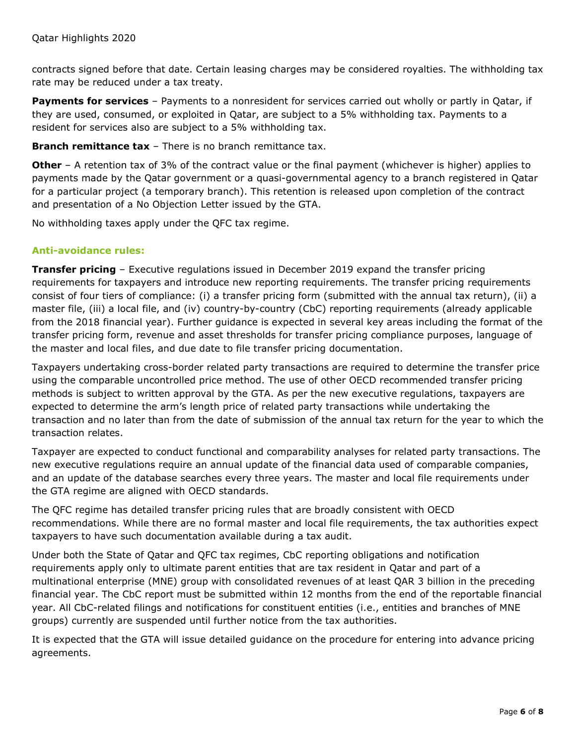contracts signed before that date. Certain leasing charges may be considered royalties. The withholding tax rate may be reduced under a tax treaty.

**Payments for services** – Payments to a nonresident for services carried out wholly or partly in Qatar, if they are used, consumed, or exploited in Qatar, are subject to a 5% withholding tax. Payments to a resident for services also are subject to a 5% withholding tax.

**Branch remittance tax** – There is no branch remittance tax.

**Other** – A retention tax of 3% of the contract value or the final payment (whichever is higher) applies to payments made by the Qatar government or a quasi-governmental agency to a branch registered in Qatar for a particular project (a temporary branch). This retention is released upon completion of the contract and presentation of a No Objection Letter issued by the GTA.

No withholding taxes apply under the QFC tax regime.

### Anti-avoidance rules:

**Transfer pricing** – Executive regulations issued in December 2019 expand the transfer pricing requirements for taxpayers and introduce new reporting requirements. The transfer pricing requirements consist of four tiers of compliance: (i) a transfer pricing form (submitted with the annual tax return), (ii) a master file, (iii) a local file, and (iv) country-by-country (CbC) reporting requirements (already applicable from the 2018 financial year). Further guidance is expected in several key areas including the format of the transfer pricing form, revenue and asset thresholds for transfer pricing compliance purposes, language of the master and local files, and due date to file transfer pricing documentation.

Taxpayers undertaking cross-border related party transactions are required to determine the transfer price using the comparable uncontrolled price method. The use of other OECD recommended transfer pricing methods is subject to written approval by the GTA. As per the new executive regulations, taxpayers are expected to determine the arm's length price of related party transactions while undertaking the transaction and no later than from the date of submission of the annual tax return for the year to which the transaction relates.

Taxpayer are expected to conduct functional and comparability analyses for related party transactions. The new executive regulations require an annual update of the financial data used of comparable companies, and an update of the database searches every three years. The master and local file requirements under the GTA regime are aligned with OECD standards.

The QFC regime has detailed transfer pricing rules that are broadly consistent with OECD recommendations. While there are no formal master and local file requirements, the tax authorities expect taxpayers to have such documentation available during a tax audit.

Under both the State of Qatar and QFC tax regimes, CbC reporting obligations and notification requirements apply only to ultimate parent entities that are tax resident in Qatar and part of a multinational enterprise (MNE) group with consolidated revenues of at least QAR 3 billion in the preceding financial year. The CbC report must be submitted within 12 months from the end of the reportable financial year. All CbC-related filings and notifications for constituent entities (i.e., entities and branches of MNE groups) currently are suspended until further notice from the tax authorities.

It is expected that the GTA will issue detailed guidance on the procedure for entering into advance pricing agreements.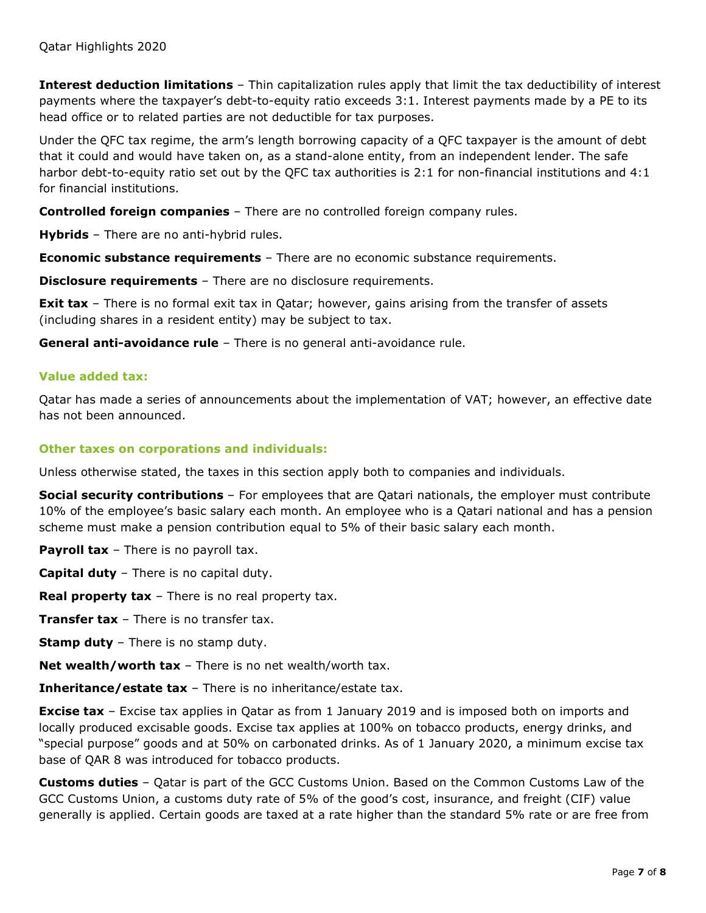**Interest deduction limitations** – Thin capitalization rules apply that limit the tax deductibility of interest payments where the taxpayer's debt-to-equity ratio exceeds 3:1. Interest payments made by a PE to its head office or to related parties are not deductible for tax purposes.

Under the QFC tax regime, the arm's length borrowing capacity of a QFC taxpayer is the amount of debt that it could and would have taken on, as a stand-alone entity, from an independent lender. The safe harbor debt-to-equity ratio set out by the QFC tax authorities is 2:1 for non-financial institutions and 4:1 for financial institutions.

**Controlled foreign companies** – There are no controlled foreign company rules.

**Hybrids** – There are no anti-hybrid rules.

**Economic substance requirements** – There are no economic substance requirements.

**Disclosure requirements** – There are no disclosure requirements.

**Exit tax** – There is no formal exit tax in Qatar; however, gains arising from the transfer of assets (including shares in a resident entity) may be subject to tax.

**General anti-avoidance rule** – There is no general anti-avoidance rule.

### Value added tax:

Qatar has made a series of announcements about the implementation of VAT; however, an effective date has not been announced.

### Other taxes on corporations and individuals:

Unless otherwise stated, the taxes in this section apply both to companies and individuals.

**Social security contributions** – For employees that are Qatari nationals, the employer must contribute 10% of the employee's basic salary each month. An employee who is a Qatari national and has a pension scheme must make a pension contribution equal to 5% of their basic salary each month.

**Payroll tax** – There is no payroll tax.

**Capital duty** – There is no capital duty.

**Real property tax** – There is no real property tax.

**Transfer tax** – There is no transfer tax.

**Stamp duty** – There is no stamp duty.

**Net wealth/worth tax** – There is no net wealth/worth tax.

**Inheritance/estate tax** – There is no inheritance/estate tax.

**Excise tax** – Excise tax applies in Qatar as from 1 January 2019 and is imposed both on imports and locally produced excisable goods. Excise tax applies at 100% on tobacco products, energy drinks, and "special purpose" goods and at 50% on carbonated drinks. As of 1 January 2020, a minimum excise tax base of QAR 8 was introduced for tobacco products.

**Customs duties** – Qatar is part of the GCC Customs Union. Based on the Common Customs Law of the GCC Customs Union, a customs duty rate of 5% of the good's cost, insurance, and freight (CIF) value generally is applied. Certain goods are taxed at a rate higher than the standard 5% rate or are free from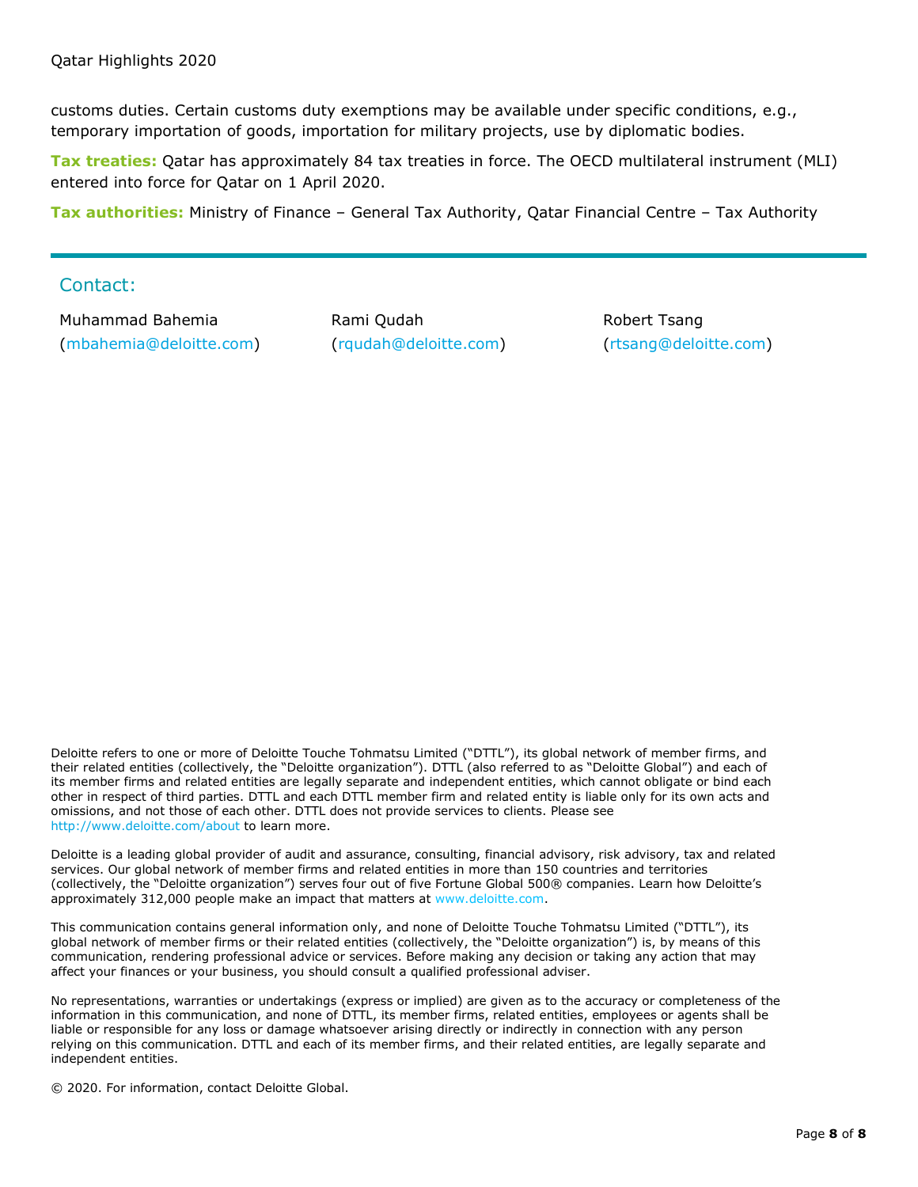customs duties. Certain customs duty exemptions may be available under specific conditions, e.g., temporary importation of goods, importation for military projects, use by diplomatic bodies.

**Tax treaties:** Qatar has approximately 84 tax treaties in force. The OECD multilateral instrument (MLI) entered into force for Qatar on 1 April 2020.

**Tax authorities:** Ministry of Finance – General Tax Authority, Qatar Financial Centre – Tax Authority

---

## Contact:

Muhammad Bahemia (mbahemia@deloitte.com)

Rami Qudah (rqudah@deloitte.com)

Robert Tsang (rtsang@deloitte.com)

Deloitte refers to one or more of Deloitte Touche Tohmatsu Limited ("DTTL"), its global network of member firms, and their related entities (collectively, the "Deloitte organization"). DTTL (also referred to as "Deloitte Global") and each of its member firms and related entities are legally separate and independent entities, which cannot obligate or bind each other in respect of third parties. DTTL and each DTTL member firm and related entity is liable only for its own acts and omissions, and not those of each other. DTTL does not provide services to clients. Please see http://www.deloitte.com/about to learn more.

Deloitte is a leading global provider of audit and assurance, consulting, financial advisory, risk advisory, tax and related services. Our global network of member firms and related entities in more than 150 countries and territories (collectively, the "Deloitte organization") serves four out of five Fortune Global 500® companies. Learn how Deloitte's approximately 312,000 people make an impact that matters at www.deloitte.com.

This communication contains general information only, and none of Deloitte Touche Tohmatsu Limited ("DTTL"), its global network of member firms or their related entities (collectively, the "Deloitte organization") is, by means of this communication, rendering professional advice or services. Before making any decision or taking any action that may affect your finances or your business, you should consult a qualified professional adviser.

No representations, warranties or undertakings (express or implied) are given as to the accuracy or completeness of the information in this communication, and none of DTTL, its member firms, related entities, employees or agents shall be liable or responsible for any loss or damage whatsoever arising directly or indirectly in connection with any person relying on this communication. DTTL and each of its member firms, and their related entities, are legally separate and independent entities.

© 2020. For information, contact Deloitte Global.